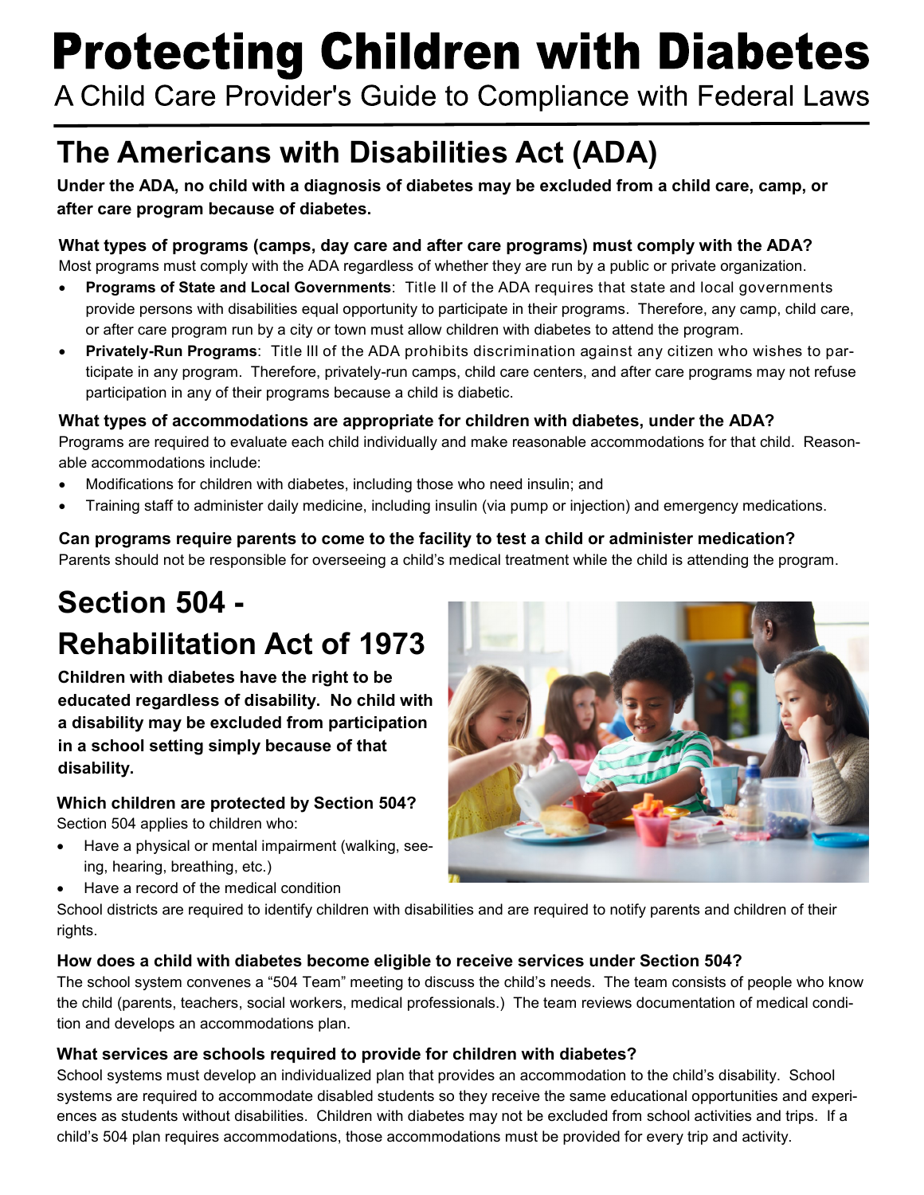# Protecting Children with Diabetes

A Child Care Provider's Guide to Compliance with Federal Laws

## The Americans with Disabilities Act (ADA)

**Under the ADA, no child with a diagnosis of diabetes may be excluded from a child care, camp, or after care program because of diabetes.**

### What types of programs (camps, day care and after care programs) must comply with the ADA?

Most programs must comply with the ADA regardless of whether they are run by a public or private organization.

- **Programs of State and Local Governments**: Title II of the ADA requires that state and local governments provide persons with disabilities equal opportunity to participate in their programs. Therefore, any camp, child care, or after care program run by a city or town must allow children with diabetes to attend the program.
- **Privately-Run Programs**: Title III of the ADA prohibits discrimination against any citizen who wishes to participate in any program. Therefore, privately-run camps, child care centers, and after care programs may not refuse participation in any of their programs because a child is diabetic.

### What types of accommodations are appropriate for children with diabetes, under the ADA?

Programs are required to evaluate each child individually and make reasonable accommodations for that child. Reasonable accommodations include:

- Modifications for children with diabetes, including those who need insulin; and
- Training staff to administer daily medicine, including insulin (via pump or injection) and emergency medications.

### Can programs require parents to come to the facility to test a child or administer medication?

Parents should not be responsible for overseeing a child's medical treatment while the child is attending the program.

## Section 504 - Rehabilitation Act of 1973

**Children with diabetes have the right to be educated regardless of disability. No child with a disability may be excluded from participation in a school setting simply because of that disability.**

### Which children are protected by Section 504?

Section 504 applies to children who:

- Have a physical or mental impairment (walking, seeing, hearing, breathing, etc.)
- Have a record of the medical condition

School districts are required to identify children with disabilities and are required to notify parents and children of their rights.

### How does a child with diabetes become eligible to receive services under Section 504?

The school system convenes a "504 Team" meeting to discuss the child's needs. The team consists of people who know the child (parents, teachers, social workers, medical professionals.) The team reviews documentation of medical condition and develops an accommodations plan.

### What services are schools required to provide for children with diabetes?

School systems must develop an individualized plan that provides an accommodation to the child's disability. School systems are required to accommodate disabled students so they receive the same educational opportunities and experiences as students without disabilities. Children with diabetes may not be excluded from school activities and trips. If a child's 504 plan requires accommodations, those accommodations must be provided for every trip and activity.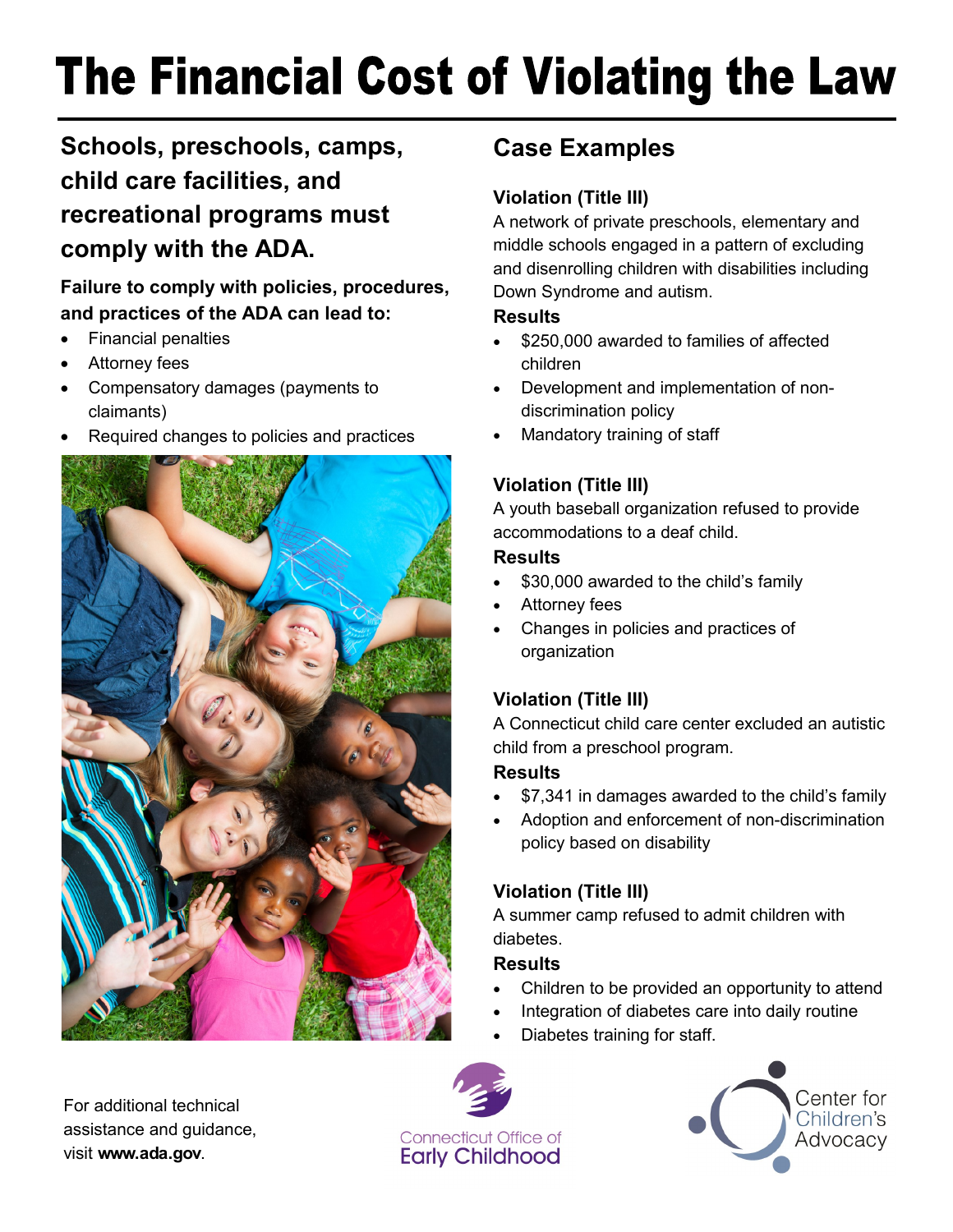# The Financial Cost of Violating the Law

**Schools, preschools, camps, child care facilities, and recreational programs must comply with the ADA.**

**Failure to comply with policies, procedures, and practices of the ADA can lead to:**

- Financial penalties
- Attorney fees
- Compensatory damages (payments to claimants)
- Required changes to policies and practices

## Case Examples

### Violation (Title III)

A network of private preschools, elementary and middle schools engaged in a pattern of excluding and disenrolling children with disabilities including Down Syndrome and autism.

**Results**

- $250,000 awarded to families of affected children
- Development and implementation of non-discrimination policy
- Mandatory training of staff

### Violation (Title III)

A youth baseball organization refused to provide accommodations to a deaf child.

**Results**

- $30,000 awarded to the child's family
- Attorney fees
- Changes in policies and practices of organization

### Violation (Title III)

A Connecticut child care center excluded an autistic child from a preschool program.

**Results**

- $7,341 in damages awarded to the child's family
- Adoption and enforcement of non-discrimination policy based on disability

### Violation (Title III)

A summer camp refused to admit children with diabetes.

**Results**

- Children to be provided an opportunity to attend
- Integration of diabetes care into daily routine
- Diabetes training for staff.

For additional technical assistance and guidance, visit **www.ada.gov**.

Connecticut Office of Early Childhood

Center for Children's Advocacy